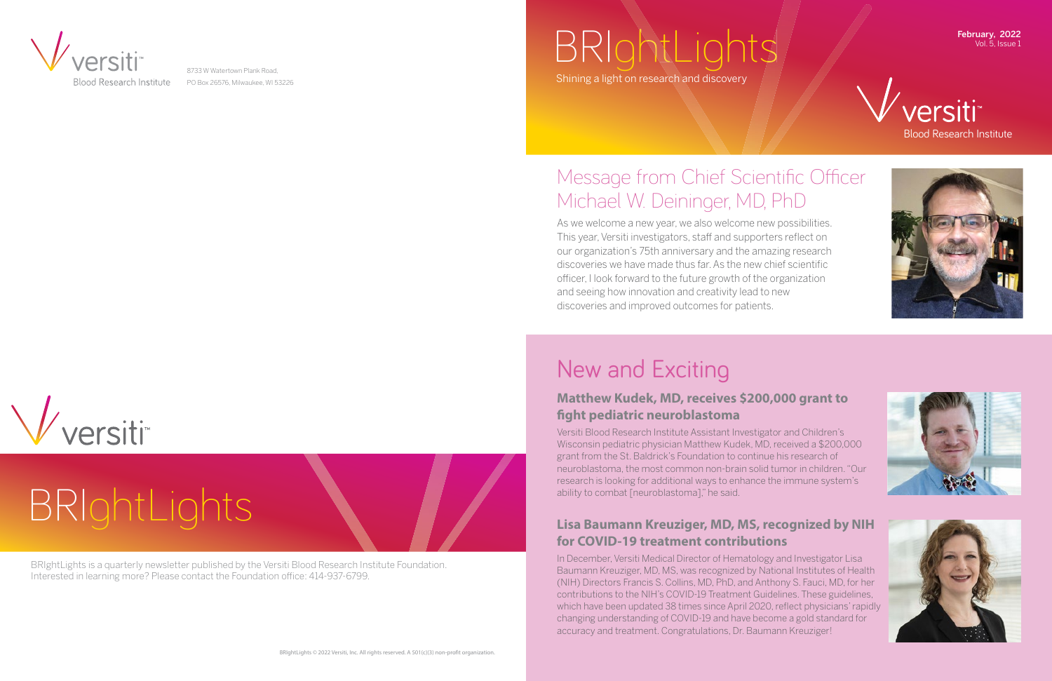versiti™
Blood Research Institute

8733 W Watertown Plank Road,
PO Box 26576, Milwaukee, WI 53226

versiti™

# BRIghtLights

BRIghtLights is a quarterly newsletter published by the Versiti Blood Research Institute Foundation. Interested in learning more? Please contact the Foundation office: 414-937-6799.

BRIghtLights © 2022 Versiti, Inc. All rights reserved. A 501(c)(3) non-profit organization.

# BRIghtLights

Shining a light on research and discovery

**February, 2022**
Vol. 5, Issue 1

versiti™
Blood Research Institute

## Message from Chief Scientific Officer Michael W. Deininger, MD, PhD

As we welcome a new year, we also welcome new possibilities. This year, Versiti investigators, staff and supporters reflect on our organization's 75th anniversary and the amazing research discoveries we have made thus far. As the new chief scientific officer, I look forward to the future growth of the organization and seeing how innovation and creativity lead to new discoveries and improved outcomes for patients.

## New and Exciting

### Matthew Kudek, MD, receives $200,000 grant to fight pediatric neuroblastoma

Versiti Blood Research Institute Assistant Investigator and Children's Wisconsin pediatric physician Matthew Kudek, MD, received a $200,000 grant from the St. Baldrick's Foundation to continue his research of neuroblastoma, the most common non-brain solid tumor in children. "Our research is looking for additional ways to enhance the immune system's ability to combat [neuroblastoma]," he said.

### Lisa Baumann Kreuziger, MD, MS, recognized by NIH for COVID-19 treatment contributions

In December, Versiti Medical Director of Hematology and Investigator Lisa Baumann Kreuziger, MD, MS, was recognized by National Institutes of Health (NIH) Directors Francis S. Collins, MD, PhD, and Anthony S. Fauci, MD, for her contributions to the NIH's COVID-19 Treatment Guidelines. These guidelines, which have been updated 38 times since April 2020, reflect physicians' rapidly changing understanding of COVID-19 and have become a gold standard for accuracy and treatment. Congratulations, Dr. Baumann Kreuziger!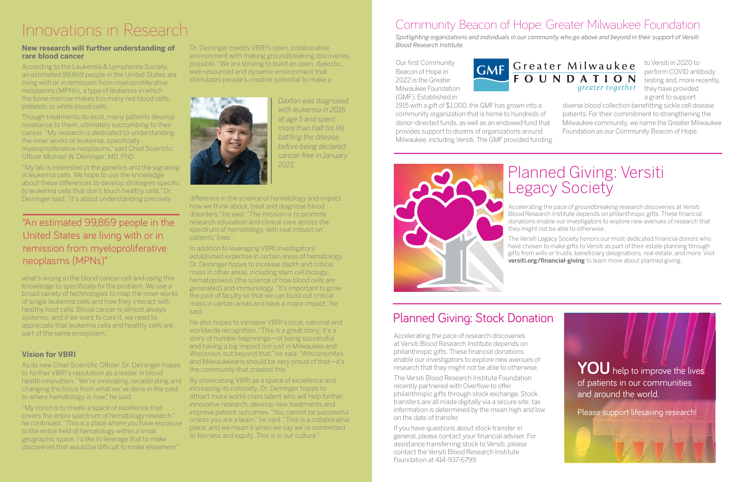# Innovations in Research

**New research will further understanding of rare blood cancer**

According to the Leukemia & Lymphoma Society, an estimated 99,869 people in the United States are living with or in remission from myeloproliferative neoplasms (MPNs), a type of leukemia in which the bone marrow makes too many red blood cells, platelets or white blood cells.

Though treatments do exist, many patients develop resistance to them, ultimately succumbing to their cancer. "My research is dedicated to understanding the inner works of leukemia, specifically myeloproliferative neoplasms," said Chief Scientific Officer Michael W. Deininger, MD, PhD.

"My lab is interested in the genetics and the signaling in leukemia cells. We hope to use the knowledge about these differences to develop strategies specific to leukemia cells that don't touch healthy cells," Dr. Deininger said. "It's about understanding precisely what's wrong in the blood cancer cell and using this knowledge to specifically fix the problem. We use a broad variety of technologies to map the inner works of single leukemia cells and how they interact with healthy host cells. Blood cancer is almost always systemic, and if we want to cure it, we need to appreciate that leukemia cells and healthy cells are part of the same ecosystem."

> "An estimated 99,869 people in the United States are living with or in remission from myeloproliferative neoplasms (MPNs)"

### Vision for VBRI

As its new Chief Scientific Officer, Dr. Deininger hopes to further VBRI's reputation as a leader in blood health innovation. "We're innovating, recalibrating and changing the focus from what we've done in the past to where hematology is now," he said.

"My vision is to create a space of excellence that covers the entire spectrum of hematology research," he continued. "This is a place where you have exposure to the entire field of hematology within a small geographic space. I'd like to leverage that to make discoveries that would be difficult to make elsewhere."

Dr. Deininger credits VBRI's open, collaborative environment with making groundbreaking discoveries possible. "We are striving to build an open, dialectic, well-resourced and dynamic environment that stimulates people's creative potential to make a difference in the science of hematology and impact how we think about, treat and diagnose blood disorders," he said. "The mission is to promote research education and clinical care across the spectrum of hematology, with real impact on patients' lives."

*Daxton was diagnosed with leukemia in 2016 at age 5 and spent more than half his life battling the disease, before being declared cancer-free in January 2021.*

In addition to leveraging VBRI investigators' established expertise in certain areas of hematology, Dr. Deininger hopes to increase depth and critical mass in other areas, including stem cell biology, hematopoiesis (the science of how blood cells are generated) and immunology. "It's important to grow the pool of faculty so that we can build out critical mass in certain areas and have a major impact," he said.

He also hopes to increase VBRI's local, national and worldwide recognition. "This is a great story; it's a story of humble beginnings—of being successful and having a big impact not just in Milwaukee and Wisconsin, but beyond that," he said. "Wisconsinites and Milwaukeeans should be very proud of that—it's the community that created this."

By showcasing VBRI as a space of excellence and increasing its notoriety, Dr. Deininger hopes to attract more world-class talent who will help further innovative research, develop new treatments and improve patient outcomes. "You cannot be successful unless you are a team," he said. "This is a collaborative place, and we mean it when we say we're committed to fairness and equity. This is in our culture."

# Community Beacon of Hope: Greater Milwaukee Foundation

*Spotlighting organizations and individuals in our community who go above and beyond in their support of Versiti Blood Research Institute.*

GMF Greater Milwaukee FOUNDATION *greater together*

Our first Community Beacon of Hope in 2022 is the Greater Milwaukee Foundation (GMF). Established in 1915 with a gift of $1,000, the GMF has grown into a community organization that is home to hundreds of donor-directed funds, as well as an endowed fund that provides support to dozens of organizations around Milwaukee, including Versiti. The GMF provided funding to Versiti in 2020 to perform COVID antibody testing and, more recently, they have provided a grant to support diverse blood collection benefitting sickle cell disease patients. For their commitment to strengthening the Milwaukee community, we name the Greater Milwaukee Foundation as our Community Beacon of Hope.

# Planned Giving: Versiti Legacy Society

Accelerating the pace of groundbreaking research discoveries at Versiti Blood Research Institute depends on philanthropic gifts. These financial donations enable our investigators to explore new avenues of research that they might not be able to otherwise.

The Versiti Legacy Society honors our most dedicated financial donors who have chosen to make gifts to Versiti as part of their estate planning through gifts from wills or trusts, beneficiary designations, real estate, and more. Visit **versiti.org/financial-giving** to learn more about planned giving.

# Planned Giving: Stock Donation

Accelerating the pace of research discoveries at Versiti Blood Research Institute depends on philanthropic gifts. These financial donations enable our investigators to explore new avenues of research that they might not be able to otherwise.

The Versiti Blood Research Institute Foundation recently partnered with Overflow to offer philanthropic gifts through stock exchange. Stock transfers are all made digitally via a secure site; tax information is determined by the mean high and low on the date of transfer.

If you have questions about stock transfer in general, please contact your financial adviser. For assistance transferring stock to Versiti, please contact the Versiti Blood Research Institute Foundation at 414-937-6799.

**YOU** help to improve the lives of patients in our communities and around the world.

Please support lifesaving research!